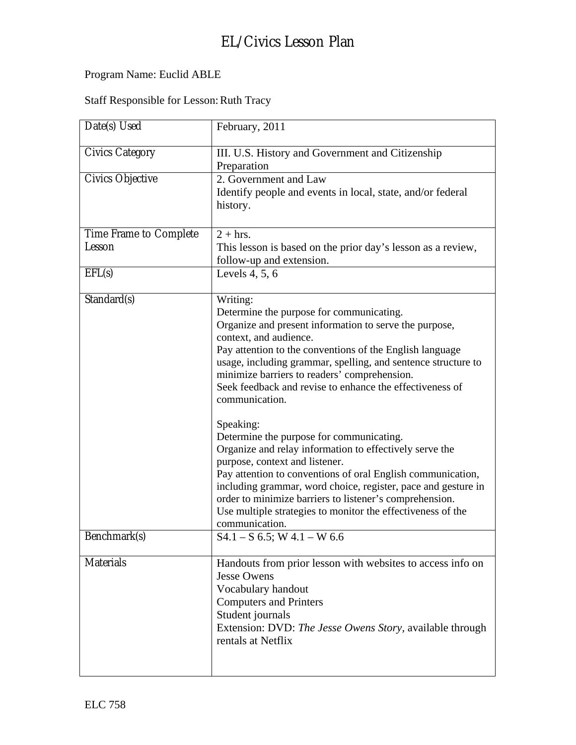# EL/Civics Lesson Plan

Program Name: Euclid ABLE

Staff Responsible for Lesson: Ruth Tracy

| | |
|---|---|
| Date(s) Used | February, 2011 |
| Civics Category | III. U.S. History and Government and Citizenship Preparation |
| Civics Objective | 2. Government and Law<br>Identify people and events in local, state, and/or federal history. |
| Time Frame to Complete Lesson | 2 + hrs.<br>This lesson is based on the prior day's lesson as a review, follow-up and extension. |
| EFL(s) | Levels 4, 5, 6 |
| Standard(s) | Writing:<br>Determine the purpose for communicating.<br>Organize and present information to serve the purpose, context, and audience.<br>Pay attention to the conventions of the English language usage, including grammar, spelling, and sentence structure to minimize barriers to readers' comprehension.<br>Seek feedback and revise to enhance the effectiveness of communication.<br><br>Speaking:<br>Determine the purpose for communicating.<br>Organize and relay information to effectively serve the purpose, context and listener.<br>Pay attention to conventions of oral English communication, including grammar, word choice, register, pace and gesture in order to minimize barriers to listener's comprehension.<br>Use multiple strategies to monitor the effectiveness of the communication. |
| Benchmark(s) | S4.1 – S 6.5; W 4.1 – W 6.6 |
| Materials | Handouts from prior lesson with websites to access info on Jesse Owens<br>Vocabulary handout<br>Computers and Printers<br>Student journals<br>Extension: DVD: *The Jesse Owens Story*, available through rentals at Netflix |

ELC 758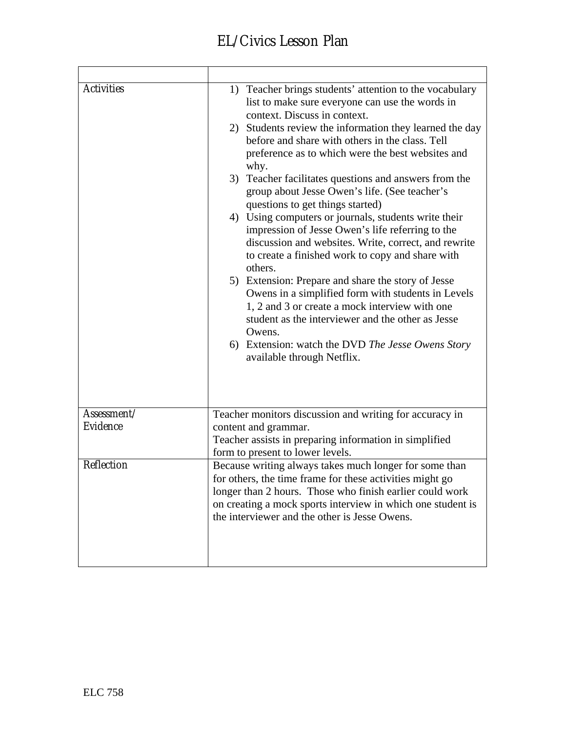# EL/Civics Lesson Plan

| | |
|---|---|
| Activities | 1) Teacher brings students' attention to the vocabulary list to make sure everyone can use the words in context. Discuss in context.<br>2) Students review the information they learned the day before and share with others in the class. Tell preference as to which were the best websites and why.<br>3) Teacher facilitates questions and answers from the group about Jesse Owen's life. (See teacher's questions to get things started)<br>4) Using computers or journals, students write their impression of Jesse Owen's life referring to the discussion and websites. Write, correct, and rewrite to create a finished work to copy and share with others.<br>5) Extension: Prepare and share the story of Jesse Owens in a simplified form with students in Levels 1, 2 and 3 or create a mock interview with one student as the interviewer and the other as Jesse Owens.<br>6) Extension: watch the DVD *The Jesse Owens Story* available through Netflix. |
| Assessment/ Evidence | Teacher monitors discussion and writing for accuracy in content and grammar.<br>Teacher assists in preparing information in simplified form to present to lower levels. |
| Reflection | Because writing always takes much longer for some than for others, the time frame for these activities might go longer than 2 hours. Those who finish earlier could work on creating a mock sports interview in which one student is the interviewer and the other is Jesse Owens. |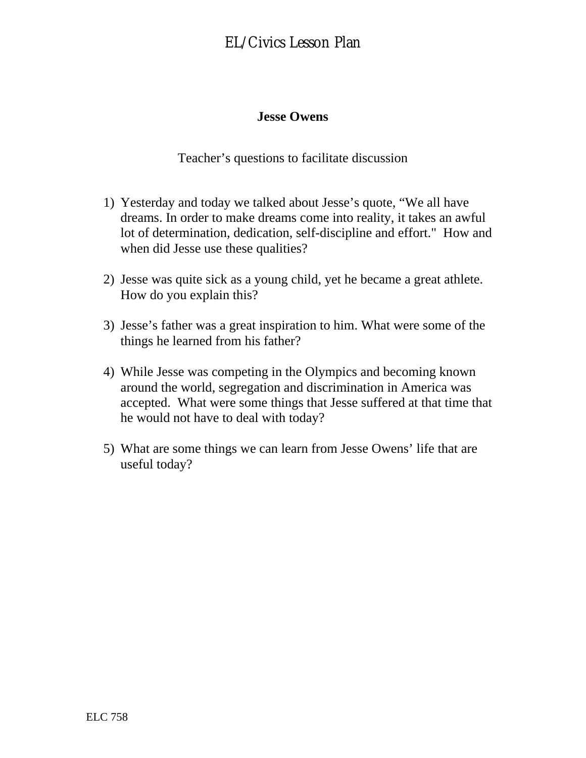# EL/Civics Lesson Plan

## Jesse Owens

Teacher's questions to facilitate discussion

1) Yesterday and today we talked about Jesse's quote, "We all have dreams. In order to make dreams come into reality, it takes an awful lot of determination, dedication, self-discipline and effort." How and when did Jesse use these qualities?

2) Jesse was quite sick as a young child, yet he became a great athlete. How do you explain this?

3) Jesse's father was a great inspiration to him. What were some of the things he learned from his father?

4) While Jesse was competing in the Olympics and becoming known around the world, segregation and discrimination in America was accepted. What were some things that Jesse suffered at that time that he would not have to deal with today?

5) What are some things we can learn from Jesse Owens' life that are useful today?

ELC 758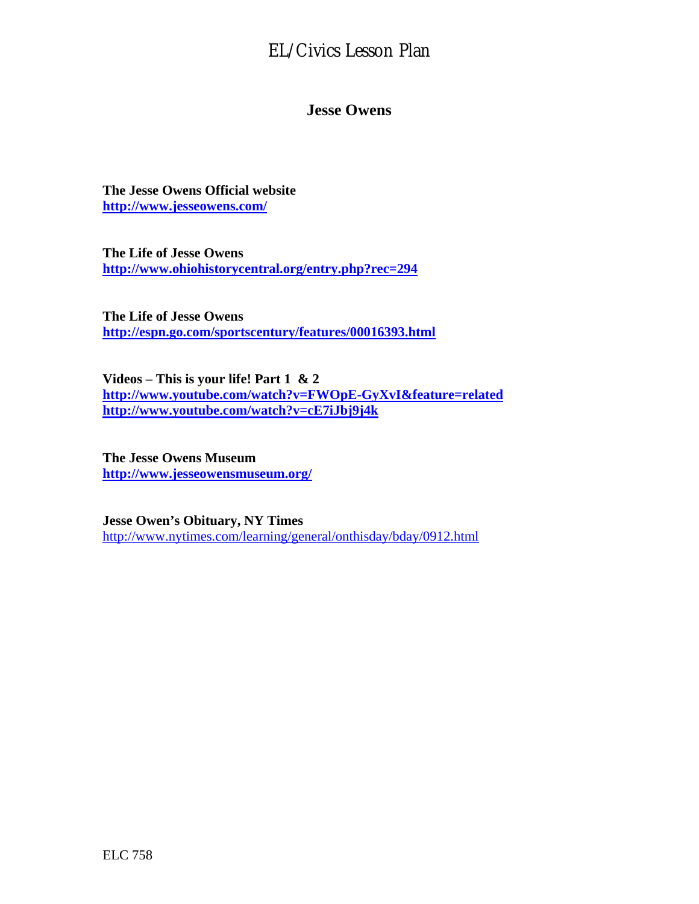# EL/Civics Lesson Plan

## Jesse Owens

**The Jesse Owens Official website**
**http://www.jesseowens.com/**

**The Life of Jesse Owens**
**http://www.ohiohistorycentral.org/entry.php?rec=294**

**The Life of Jesse Owens**
**http://espn.go.com/sportscentury/features/00016393.html**

**Videos – This is your life! Part 1 & 2**
**http://www.youtube.com/watch?v=FWOpE-GyXvI&feature=related**
**http://www.youtube.com/watch?v=cE7iJbj9j4k**

**The Jesse Owens Museum**
**http://www.jesseowensmuseum.org/**

**Jesse Owen's Obituary, NY Times**
http://www.nytimes.com/learning/general/onthisday/bday/0912.html

ELC 758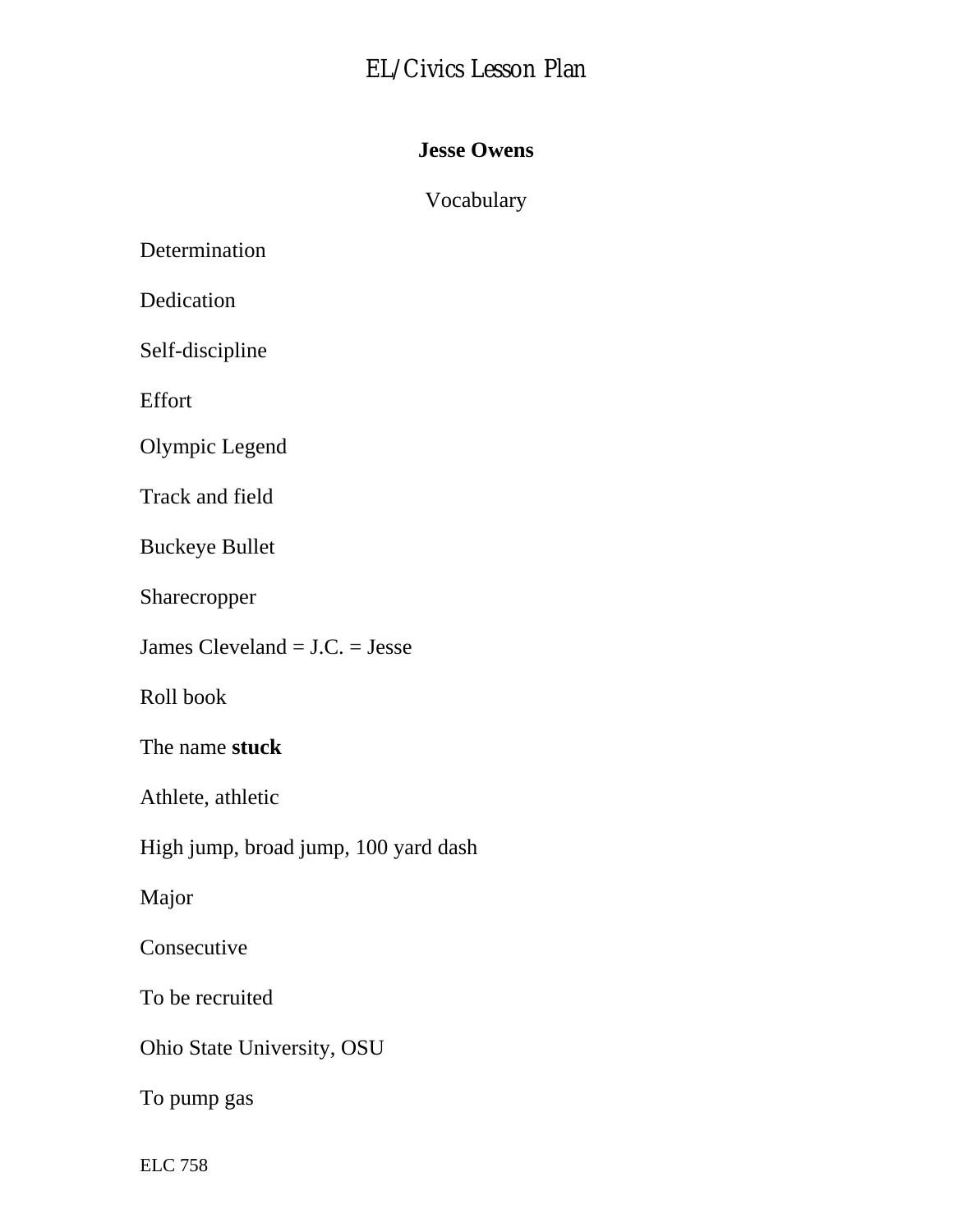# EL/Civics Lesson Plan

## Jesse Owens

Vocabulary

Determination

Dedication

Self-discipline

Effort

Olympic Legend

Track and field

Buckeye Bullet

Sharecropper

James Cleveland = J.C. = Jesse

Roll book

The name **stuck**

Athlete, athletic

High jump, broad jump, 100 yard dash

Major

Consecutive

To be recruited

Ohio State University, OSU

To pump gas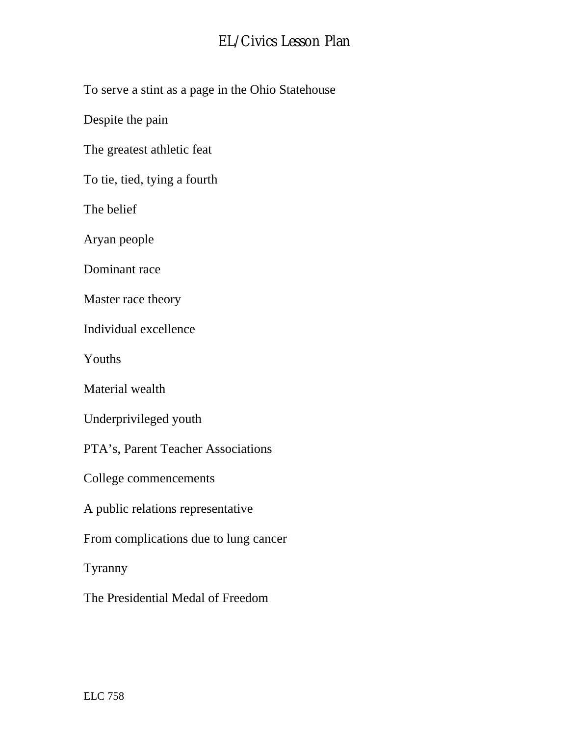To serve a stint as a page in the Ohio Statehouse

Despite the pain

The greatest athletic feat

To tie, tied, tying a fourth

The belief

Aryan people

Dominant race

Master race theory

Individual excellence

Youths

Material wealth

Underprivileged youth

PTA's, Parent Teacher Associations

College commencements

A public relations representative

From complications due to lung cancer

Tyranny

The Presidential Medal of Freedom